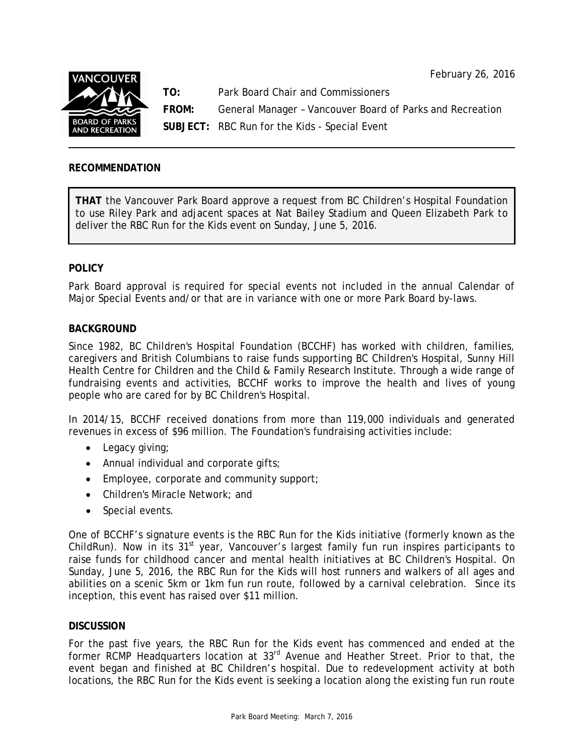February 26, 2016

**TO:** Park Board Chair and Commissioners

**FROM:** General Manager – Vancouver Board of Parks and Recreation

**SUBJECT:** RBC Run for the Kids - Special Event

## RECOMMENDATION

**THAT** the Vancouver Park Board approve a request from BC Children's Hospital Foundation to use Riley Park and adjacent spaces at Nat Bailey Stadium and Queen Elizabeth Park to deliver the RBC Run for the Kids event on Sunday, June 5, 2016.

## POLICY

Park Board approval is required for special events not included in the annual Calendar of Major Special Events and/or that are in variance with one or more Park Board by-laws.

## BACKGROUND

Since 1982, BC Children's Hospital Foundation (BCCHF) has worked with children, families, caregivers and British Columbians to raise funds supporting BC Children's Hospital, Sunny Hill Health Centre for Children and the Child & Family Research Institute. Through a wide range of fundraising events and activities, BCCHF works to improve the health and lives of young people who are cared for by BC Children's Hospital.

In 2014/15, BCCHF received donations from more than 119,000 individuals and generated revenues in excess of $96 million. The Foundation's fundraising activities include:

- Legacy giving;
- Annual individual and corporate gifts;
- Employee, corporate and community support;
- Children's Miracle Network; and
- Special events.

One of BCCHF's signature events is the RBC Run for the Kids initiative (formerly known as the ChildRun). Now in its 31st year, Vancouver's largest family fun run inspires participants to raise funds for childhood cancer and mental health initiatives at BC Children's Hospital. On Sunday, June 5, 2016, the RBC Run for the Kids will host runners and walkers of all ages and abilities on a scenic 5km or 1km fun run route, followed by a carnival celebration. Since its inception, this event has raised over $11 million.

## DISCUSSION

For the past five years, the RBC Run for the Kids event has commenced and ended at the former RCMP Headquarters location at 33rd Avenue and Heather Street. Prior to that, the event began and finished at BC Children's hospital. Due to redevelopment activity at both locations, the RBC Run for the Kids event is seeking a location along the existing fun run route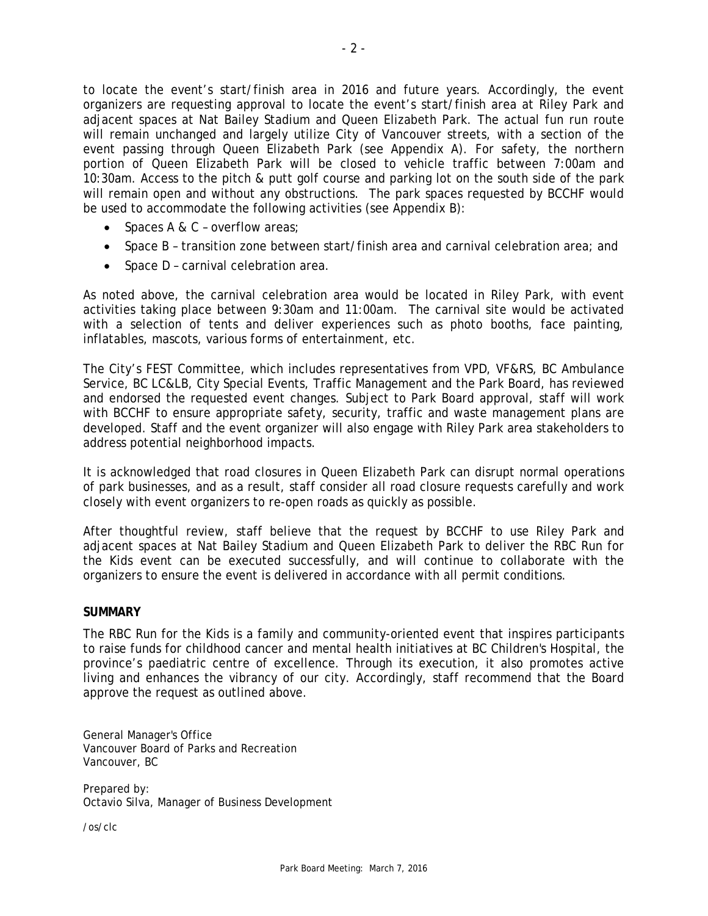to locate the event's start/finish area in 2016 and future years. Accordingly, the event organizers are requesting approval to locate the event's start/finish area at Riley Park and adjacent spaces at Nat Bailey Stadium and Queen Elizabeth Park. The actual fun run route will remain unchanged and largely utilize City of Vancouver streets, with a section of the event passing through Queen Elizabeth Park (see Appendix A). For safety, the northern portion of Queen Elizabeth Park will be closed to vehicle traffic between 7:00am and 10:30am. Access to the pitch & putt golf course and parking lot on the south side of the park will remain open and without any obstructions. The park spaces requested by BCCHF would be used to accommodate the following activities (see Appendix B):

- Spaces A & C – overflow areas;
- Space B – transition zone between start/finish area and carnival celebration area; and
- Space D – carnival celebration area.

As noted above, the carnival celebration area would be located in Riley Park, with event activities taking place between 9:30am and 11:00am. The carnival site would be activated with a selection of tents and deliver experiences such as photo booths, face painting, inflatables, mascots, various forms of entertainment, etc.

The City's FEST Committee, which includes representatives from VPD, VF&RS, BC Ambulance Service, BC LC&LB, City Special Events, Traffic Management and the Park Board, has reviewed and endorsed the requested event changes. Subject to Park Board approval, staff will work with BCCHF to ensure appropriate safety, security, traffic and waste management plans are developed. Staff and the event organizer will also engage with Riley Park area stakeholders to address potential neighborhood impacts.

It is acknowledged that road closures in Queen Elizabeth Park can disrupt normal operations of park businesses, and as a result, staff consider all road closure requests carefully and work closely with event organizers to re-open roads as quickly as possible.

After thoughtful review, staff believe that the request by BCCHF to use Riley Park and adjacent spaces at Nat Bailey Stadium and Queen Elizabeth Park to deliver the RBC Run for the Kids event can be executed successfully, and will continue to collaborate with the organizers to ensure the event is delivered in accordance with all permit conditions.

**SUMMARY**

The RBC Run for the Kids is a family and community-oriented event that inspires participants to raise funds for childhood cancer and mental health initiatives at BC Children's Hospital, the province's paediatric centre of excellence. Through its execution, it also promotes active living and enhances the vibrancy of our city. Accordingly, staff recommend that the Board approve the request as outlined above.

General Manager's Office
Vancouver Board of Parks and Recreation
Vancouver, BC

Prepared by:
Octavio Silva, Manager of Business Development

/os/clc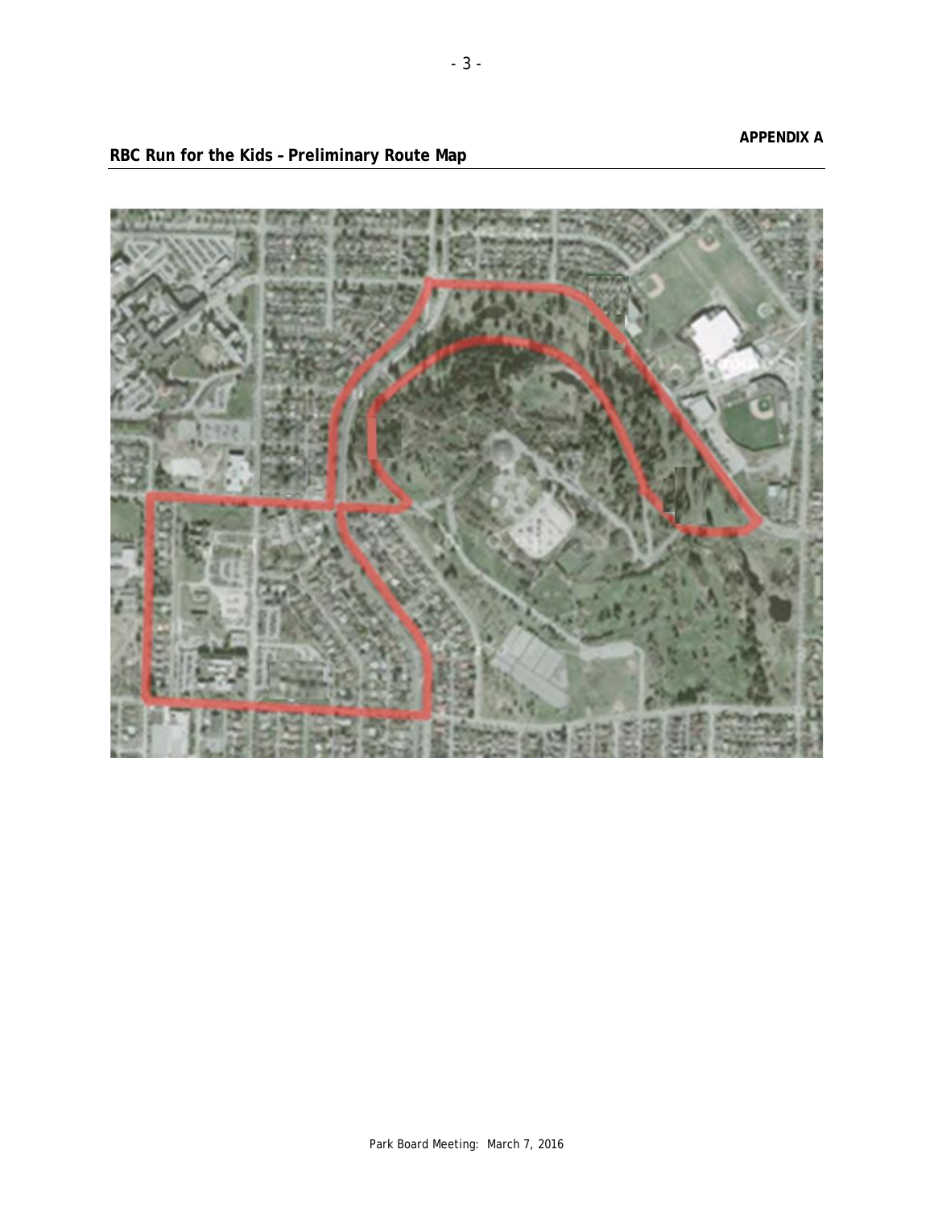**APPENDIX A**

**RBC Run for the Kids – Preliminary Route Map**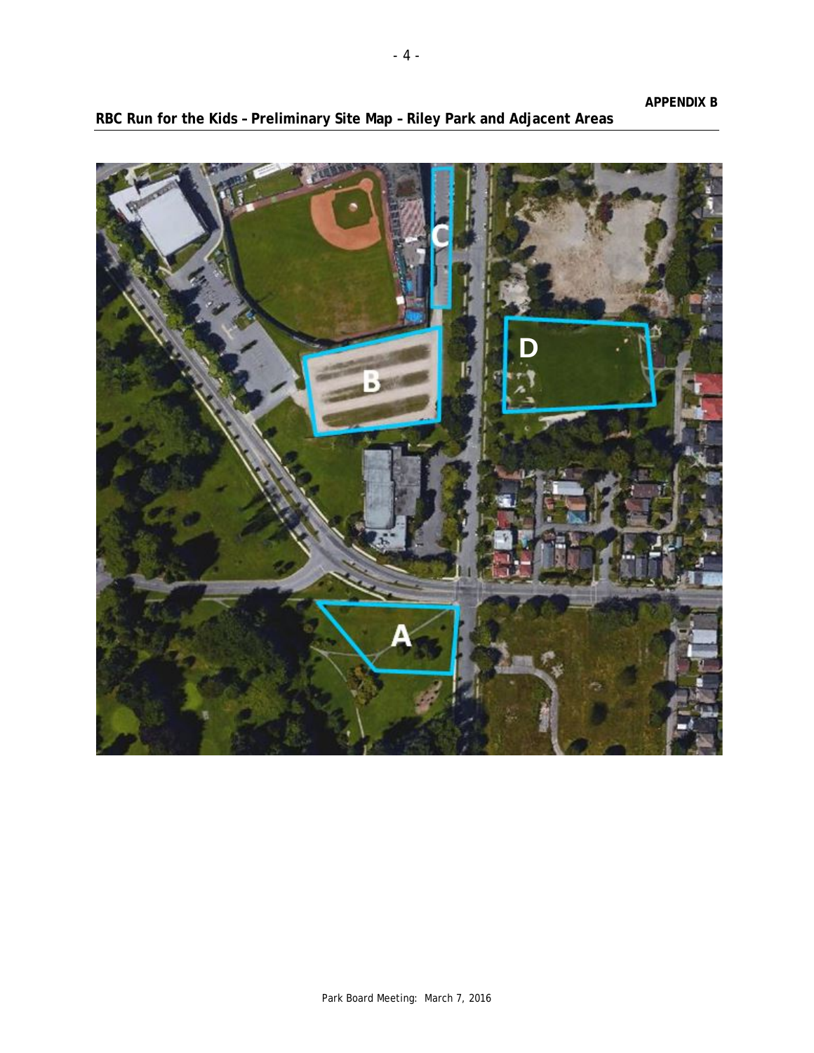**APPENDIX B**

**RBC Run for the Kids – Preliminary Site Map – Riley Park and Adjacent Areas**

C

B

D

A